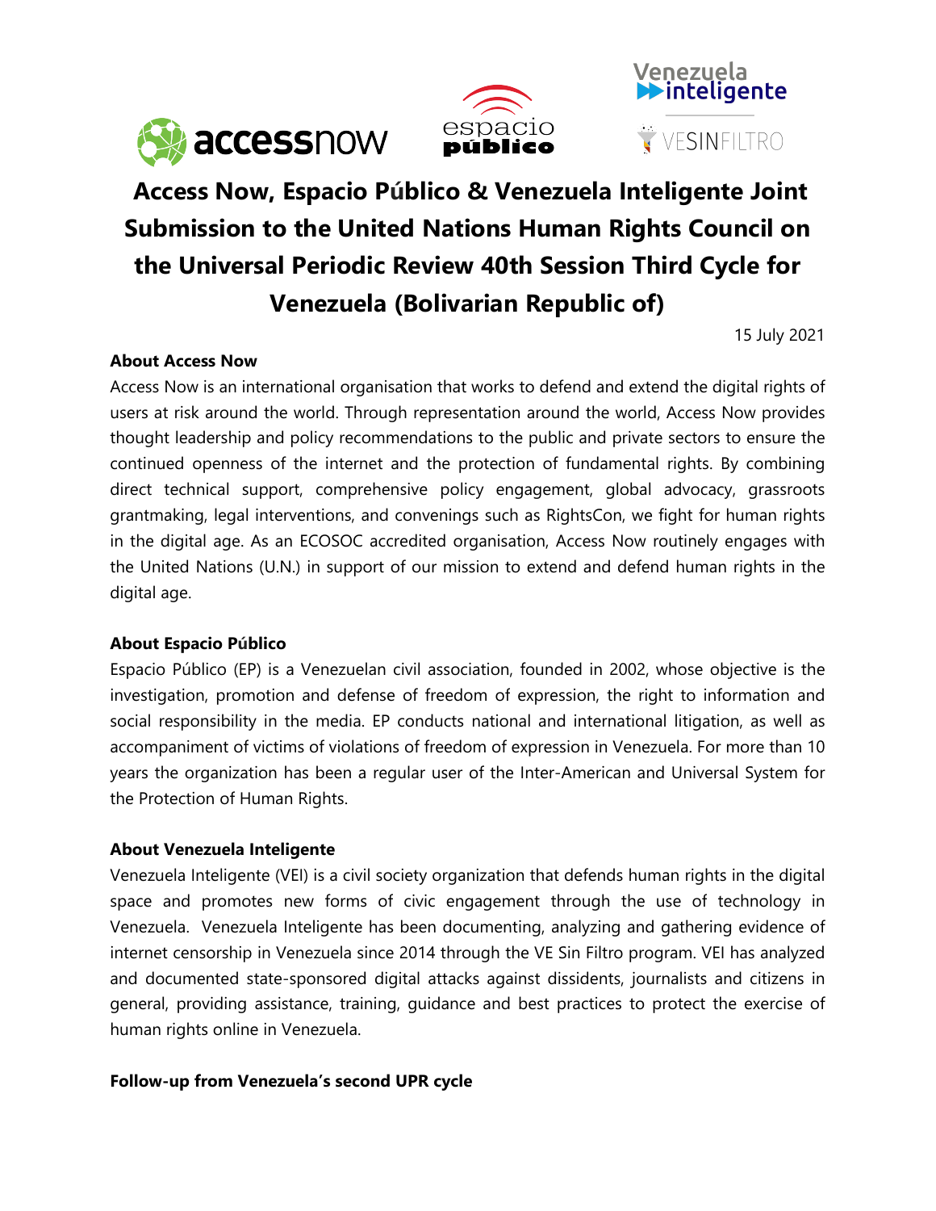# Access Now, Espacio Público & Venezuela Inteligente Joint Submission to the United Nations Human Rights Council on the Universal Periodic Review 40th Session Third Cycle for Venezuela (Bolivarian Republic of)

15 July 2021

**About Access Now**

Access Now is an international organisation that works to defend and extend the digital rights of users at risk around the world. Through representation around the world, Access Now provides thought leadership and policy recommendations to the public and private sectors to ensure the continued openness of the internet and the protection of fundamental rights. By combining direct technical support, comprehensive policy engagement, global advocacy, grassroots grantmaking, legal interventions, and convenings such as RightsCon, we fight for human rights in the digital age. As an ECOSOC accredited organisation, Access Now routinely engages with the United Nations (U.N.) in support of our mission to extend and defend human rights in the digital age.

**About Espacio Público**

Espacio Público (EP) is a Venezuelan civil association, founded in 2002, whose objective is the investigation, promotion and defense of freedom of expression, the right to information and social responsibility in the media. EP conducts national and international litigation, as well as accompaniment of victims of violations of freedom of expression in Venezuela. For more than 10 years the organization has been a regular user of the Inter-American and Universal System for the Protection of Human Rights.

**About Venezuela Inteligente**

Venezuela Inteligente (VEI) is a civil society organization that defends human rights in the digital space and promotes new forms of civic engagement through the use of technology in Venezuela. Venezuela Inteligente has been documenting, analyzing and gathering evidence of internet censorship in Venezuela since 2014 through the VE Sin Filtro program. VEI has analyzed and documented state-sponsored digital attacks against dissidents, journalists and citizens in general, providing assistance, training, guidance and best practices to protect the exercise of human rights online in Venezuela.

**Follow-up from Venezuela's second UPR cycle**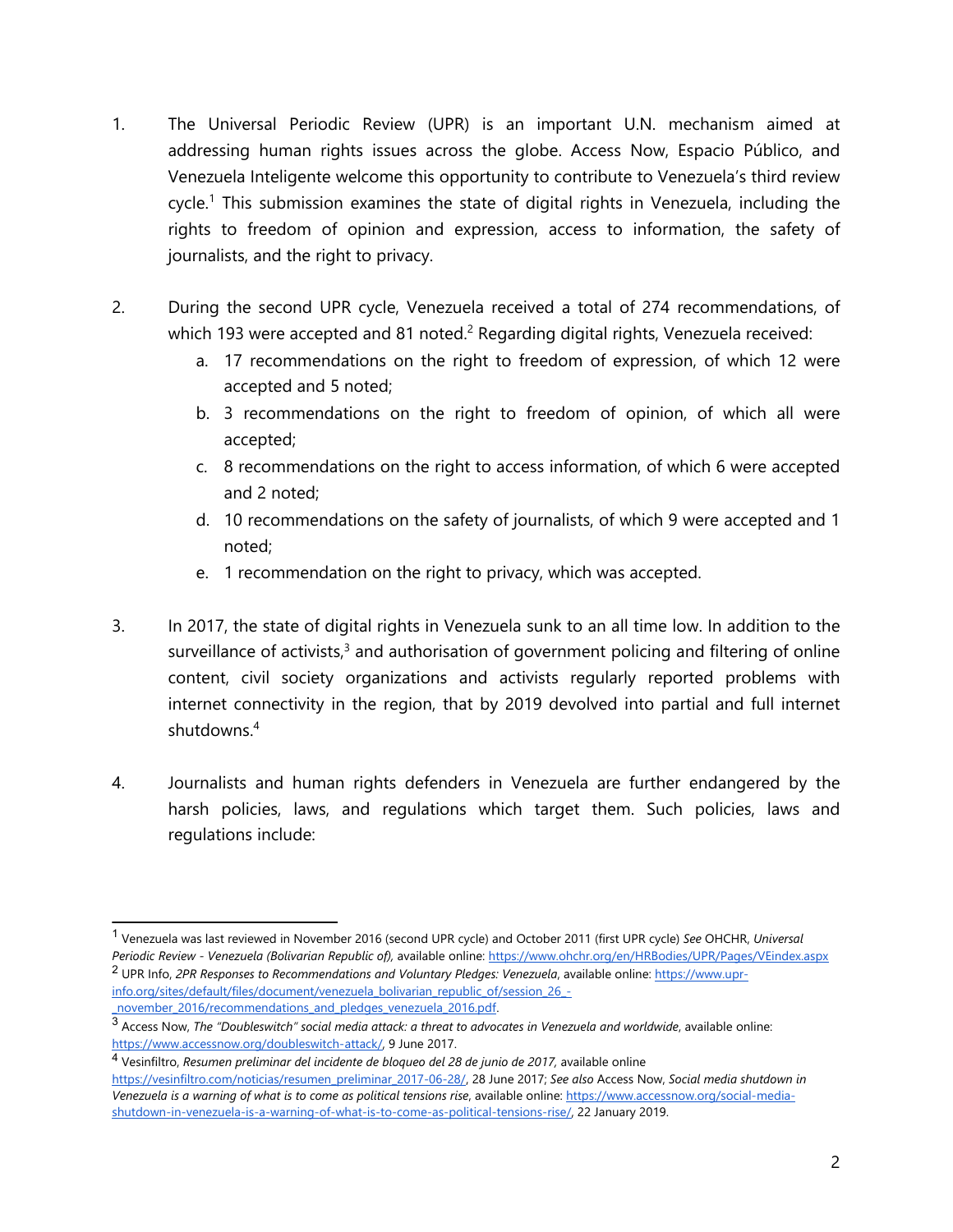1. The Universal Periodic Review (UPR) is an important U.N. mechanism aimed at addressing human rights issues across the globe. Access Now, Espacio Público, and Venezuela Inteligente welcome this opportunity to contribute to Venezuela's third review cycle.[1] This submission examines the state of digital rights in Venezuela, including the rights to freedom of opinion and expression, access to information, the safety of journalists, and the right to privacy.

2. During the second UPR cycle, Venezuela received a total of 274 recommendations, of which 193 were accepted and 81 noted.[2] Regarding digital rights, Venezuela received:
   a. 17 recommendations on the right to freedom of expression, of which 12 were accepted and 5 noted;
   b. 3 recommendations on the right to freedom of opinion, of which all were accepted;
   c. 8 recommendations on the right to access information, of which 6 were accepted and 2 noted;
   d. 10 recommendations on the safety of journalists, of which 9 were accepted and 1 noted;
   e. 1 recommendation on the right to privacy, which was accepted.

3. In 2017, the state of digital rights in Venezuela sunk to an all time low. In addition to the surveillance of activists,[3] and authorisation of government policing and filtering of online content, civil society organizations and activists regularly reported problems with internet connectivity in the region, that by 2019 devolved into partial and full internet shutdowns.[4]

4. Journalists and human rights defenders in Venezuela are further endangered by the harsh policies, laws, and regulations which target them. Such policies, laws and regulations include:

---

[1] Venezuela was last reviewed in November 2016 (second UPR cycle) and October 2011 (first UPR cycle) *See* OHCHR, *Universal Periodic Review - Venezuela (Bolivarian Republic of),* available online: https://www.ohchr.org/en/HRBodies/UPR/Pages/VEindex.aspx

[2] UPR Info, *2PR Responses to Recommendations and Voluntary Pledges: Venezuela*, available online: https://www.upr-info.org/sites/default/files/document/venezuela_bolivarian_republic_of/session_26_-_november_2016/recommendations_and_pledges_venezuela_2016.pdf.

[3] Access Now, *The "Doubleswitch" social media attack: a threat to advocates in Venezuela and worldwide*, available online: https://www.accessnow.org/doubleswitch-attack/, 9 June 2017.

[4] Vesinfiltro, *Resumen preliminar del incidente de bloqueo del 28 de junio de 2017,* available online https://vesinfiltro.com/noticias/resumen_preliminar_2017-06-28/, 28 June 2017; *See also* Access Now, *Social media shutdown in Venezuela is a warning of what is to come as political tensions rise*, available online: https://www.accessnow.org/social-media-shutdown-in-venezuela-is-a-warning-of-what-is-to-come-as-political-tensions-rise/, 22 January 2019.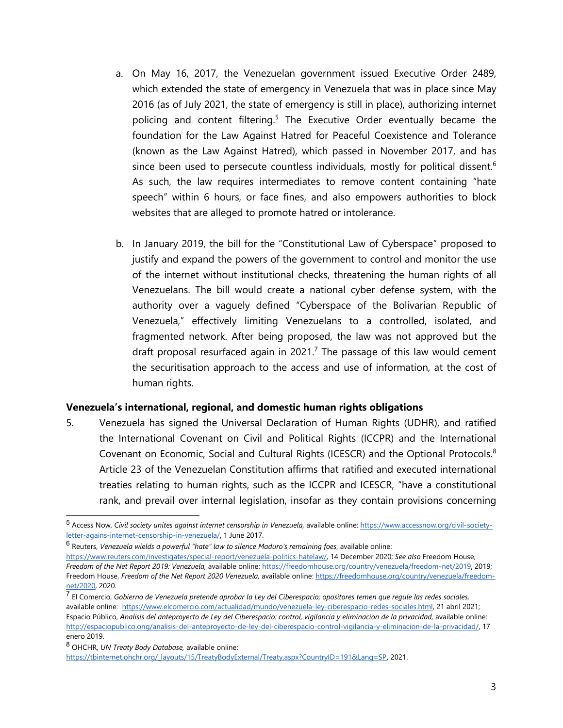a. On May 16, 2017, the Venezuelan government issued Executive Order 2489, which extended the state of emergency in Venezuela that was in place since May 2016 (as of July 2021, the state of emergency is still in place), authorizing internet policing and content filtering.[5] The Executive Order eventually became the foundation for the Law Against Hatred for Peaceful Coexistence and Tolerance (known as the Law Against Hatred), which passed in November 2017, and has since been used to persecute countless individuals, mostly for political dissent.[6] As such, the law requires intermediates to remove content containing "hate speech" within 6 hours, or face fines, and also empowers authorities to block websites that are alleged to promote hatred or intolerance.

b. In January 2019, the bill for the "Constitutional Law of Cyberspace" proposed to justify and expand the powers of the government to control and monitor the use of the internet without institutional checks, threatening the human rights of all Venezuelans. The bill would create a national cyber defense system, with the authority over a vaguely defined "Cyberspace of the Bolivarian Republic of Venezuela," effectively limiting Venezuelans to a controlled, isolated, and fragmented network. After being proposed, the law was not approved but the draft proposal resurfaced again in 2021.[7] The passage of this law would cement the securitisation approach to the access and use of information, at the cost of human rights.

**Venezuela's international, regional, and domestic human rights obligations**

5. Venezuela has signed the Universal Declaration of Human Rights (UDHR), and ratified the International Covenant on Civil and Political Rights (ICCPR) and the International Covenant on Economic, Social and Cultural Rights (ICESCR) and the Optional Protocols.[8] Article 23 of the Venezuelan Constitution affirms that ratified and executed international treaties relating to human rights, such as the ICCPR and ICESCR, "have a constitutional rank, and prevail over internal legislation, insofar as they contain provisions concerning

---

[5] Access Now, *Civil society unites against internet censorship in Venezuela,* available online: https://www.accessnow.org/civil-society-letter-agains-internet-censorship-in-venezuela/, 1 June 2017.

[6] Reuters, *Venezuela wields a powerful "hate" law to silence Maduro's remaining foes*, available online: https://www.reuters.com/investigates/special-report/venezuela-politics-hatelaw/, 14 December 2020; *See also* Freedom House, *Freedom of the Net Report 2019: Venezuela,* available online: https://freedomhouse.org/country/venezuela/freedom-net/2019, 2019; Freedom House, *Freedom of the Net Report 2020 Venezuela,* available online: https://freedomhouse.org/country/venezuela/freedom-net/2020, 2020.

[7] El Comercio, *Gobierno de Venezuela pretende aprobar la Ley del Ciberespacio; opositores temen que regule las redes sociales,* available online: https://www.elcomercio.com/actualidad/mundo/venezuela-ley-ciberespacio-redes-sociales.html, 21 abril 2021; Espacio Público, *Analisis del anteproyecto de Ley del Ciberespacio: control, vigilancia y eliminacion de la privacidad,* available online: http://espaciopublico.ong/analisis-del-anteproyecto-de-ley-del-ciberespacio-control-vigilancia-y-eliminacion-de-la-privacidad/, 17 enero 2019.

[8] OHCHR, *UN Treaty Body Database,* available online: https://tbinternet.ohchr.org/_layouts/15/TreatyBodyExternal/Treaty.aspx?CountryID=191&Lang=SP, 2021.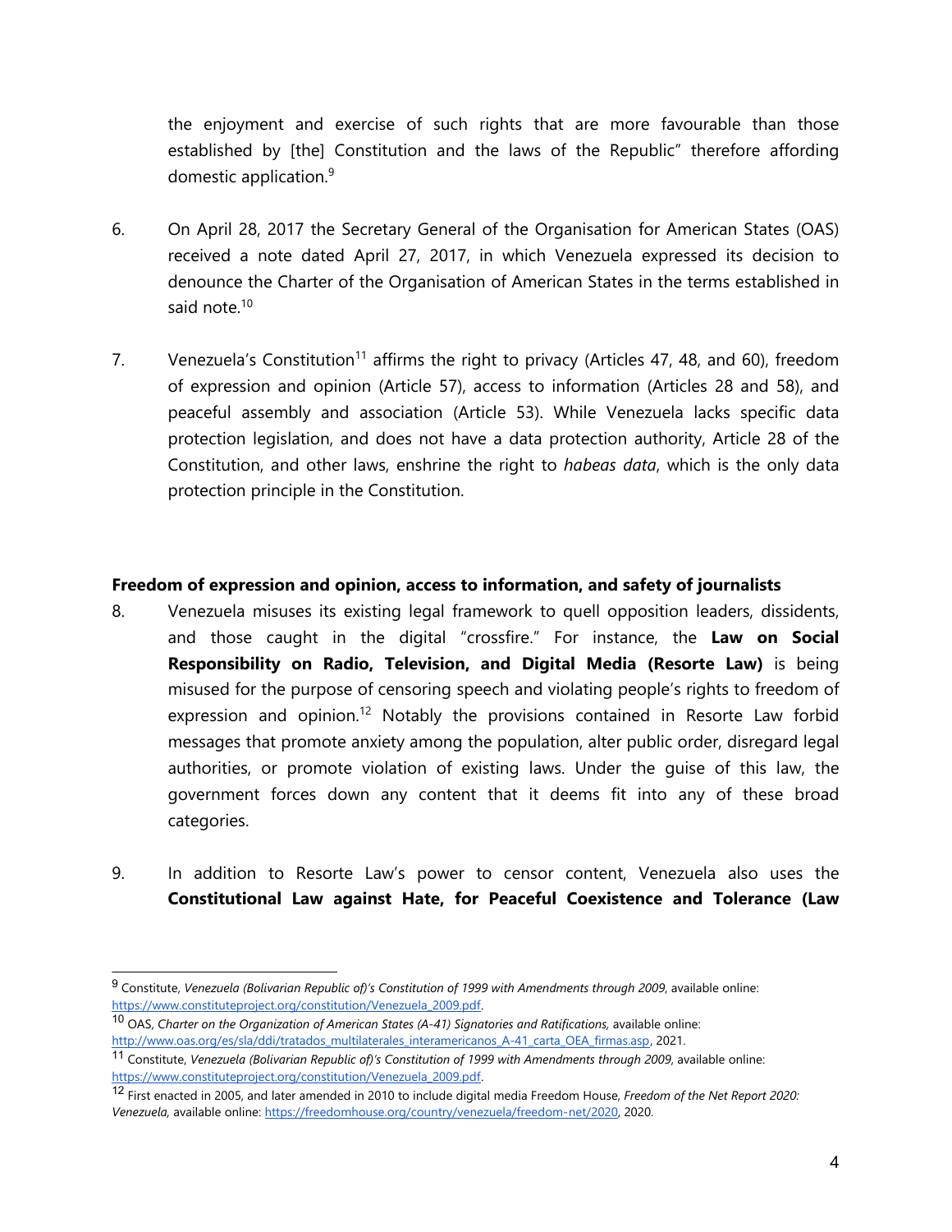the enjoyment and exercise of such rights that are more favourable than those established by [the] Constitution and the laws of the Republic" therefore affording domestic application.[9]

6. On April 28, 2017 the Secretary General of the Organisation for American States (OAS) received a note dated April 27, 2017, in which Venezuela expressed its decision to denounce the Charter of the Organisation of American States in the terms established in said note.[10]

7. Venezuela's Constitution[11] affirms the right to privacy (Articles 47, 48, and 60), freedom of expression and opinion (Article 57), access to information (Articles 28 and 58), and peaceful assembly and association (Article 53). While Venezuela lacks specific data protection legislation, and does not have a data protection authority, Article 28 of the Constitution, and other laws, enshrine the right to *habeas data*, which is the only data protection principle in the Constitution.

**Freedom of expression and opinion, access to information, and safety of journalists**

8. Venezuela misuses its existing legal framework to quell opposition leaders, dissidents, and those caught in the digital "crossfire." For instance, the **Law on Social Responsibility on Radio, Television, and Digital Media (Resorte Law)** is being misused for the purpose of censoring speech and violating people's rights to freedom of expression and opinion.[12] Notably the provisions contained in Resorte Law forbid messages that promote anxiety among the population, alter public order, disregard legal authorities, or promote violation of existing laws. Under the guise of this law, the government forces down any content that it deems fit into any of these broad categories.

9. In addition to Resorte Law's power to censor content, Venezuela also uses the **Constitutional Law against Hate, for Peaceful Coexistence and Tolerance (Law**

---

[9] Constitute, *Venezuela (Bolivarian Republic of)'s Constitution of 1999 with Amendments through 2009*, available online: https://www.constituteproject.org/constitution/Venezuela_2009.pdf.

[10] OAS, *Charter on the Organization of American States (A-41) Signatories and Ratifications,* available online: http://www.oas.org/es/sla/ddi/tratados_multilaterales_interamericanos_A-41_carta_OEA_firmas.asp, 2021.

[11] Constitute, *Venezuela (Bolivarian Republic of)'s Constitution of 1999 with Amendments through 2009*, available online: https://www.constituteproject.org/constitution/Venezuela_2009.pdf.

[12] First enacted in 2005, and later amended in 2010 to include digital media Freedom House, *Freedom of the Net Report 2020: Venezuela,* available online: https://freedomhouse.org/country/venezuela/freedom-net/2020, 2020.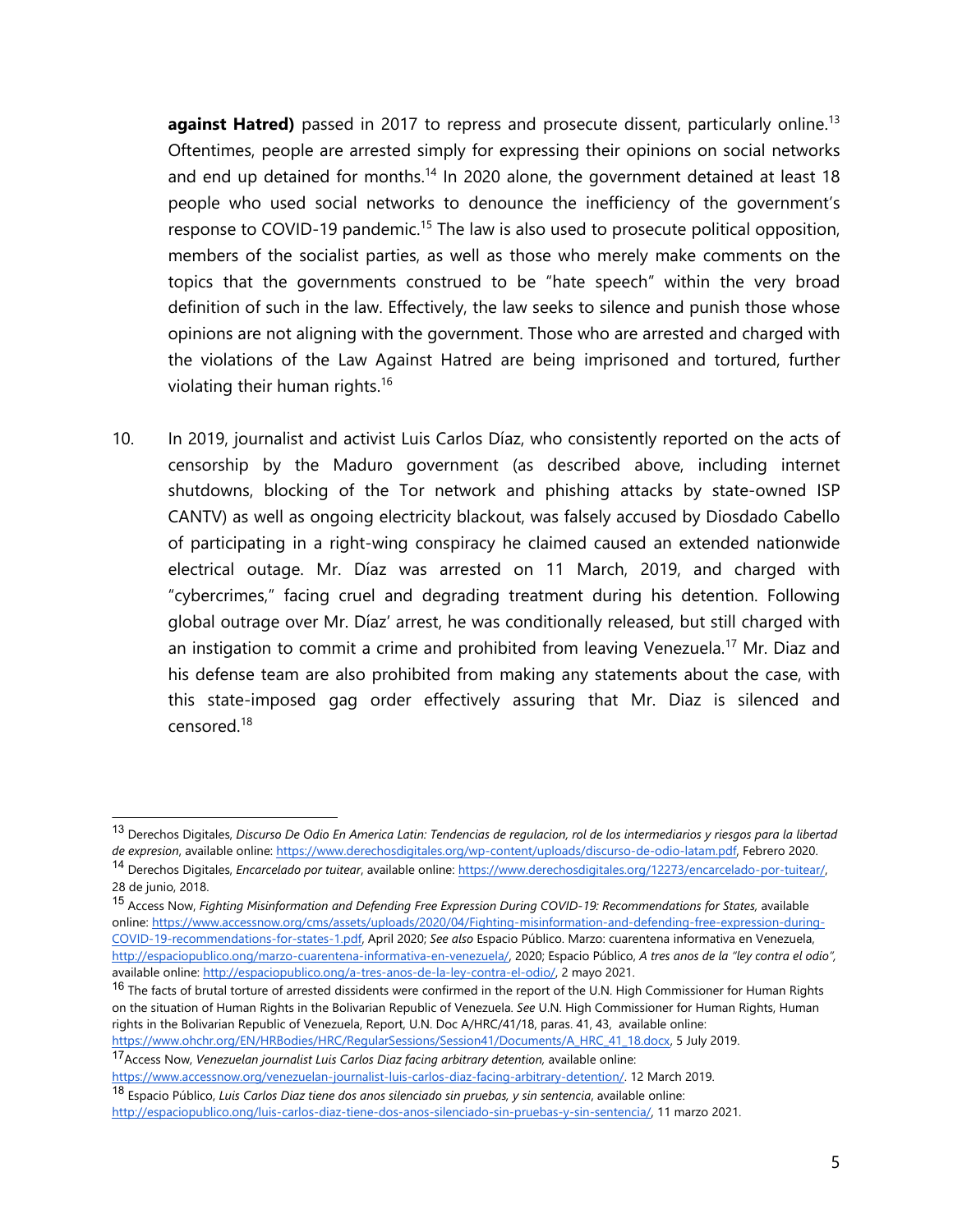**against Hatred)** passed in 2017 to repress and prosecute dissent, particularly online.[13] Oftentimes, people are arrested simply for expressing their opinions on social networks and end up detained for months.[14] In 2020 alone, the government detained at least 18 people who used social networks to denounce the inefficiency of the government's response to COVID-19 pandemic.[15] The law is also used to prosecute political opposition, members of the socialist parties, as well as those who merely make comments on the topics that the governments construed to be "hate speech" within the very broad definition of such in the law. Effectively, the law seeks to silence and punish those whose opinions are not aligning with the government. Those who are arrested and charged with the violations of the Law Against Hatred are being imprisoned and tortured, further violating their human rights.[16]

10. In 2019, journalist and activist Luis Carlos Díaz, who consistently reported on the acts of censorship by the Maduro government (as described above, including internet shutdowns, blocking of the Tor network and phishing attacks by state-owned ISP CANTV) as well as ongoing electricity blackout, was falsely accused by Diosdado Cabello of participating in a right-wing conspiracy he claimed caused an extended nationwide electrical outage. Mr. Díaz was arrested on 11 March, 2019, and charged with "cybercrimes," facing cruel and degrading treatment during his detention. Following global outrage over Mr. Díaz' arrest, he was conditionally released, but still charged with an instigation to commit a crime and prohibited from leaving Venezuela.[17] Mr. Diaz and his defense team are also prohibited from making any statements about the case, with this state-imposed gag order effectively assuring that Mr. Diaz is silenced and censored.[18]

---

[13] Derechos Digitales, *Discurso De Odio En America Latin: Tendencias de regulacion, rol de los intermediarios y riesgos para la libertad de expresion*, available online: https://www.derechosdigitales.org/wp-content/uploads/discurso-de-odio-latam.pdf, Febrero 2020.

[14] Derechos Digitales, *Encarcelado por tuitear*, available online: https://www.derechosdigitales.org/12273/encarcelado-por-tuitear/, 28 de junio, 2018.

[15] Access Now, *Fighting Misinformation and Defending Free Expression During COVID-19: Recommendations for States,* available online: https://www.accessnow.org/cms/assets/uploads/2020/04/Fighting-misinformation-and-defending-free-expression-during-COVID-19-recommendations-for-states-1.pdf, April 2020; *See also* Espacio Público. Marzo: cuarentena informativa en Venezuela, http://espaciopublico.ong/marzo-cuarentena-informativa-en-venezuela/, 2020; Espacio Público, *A tres anos de la "ley contra el odio",* available online: http://espaciopublico.ong/a-tres-anos-de-la-ley-contra-el-odio/, 2 mayo 2021.

[16] The facts of brutal torture of arrested dissidents were confirmed in the report of the U.N. High Commissioner for Human Rights on the situation of Human Rights in the Bolivarian Republic of Venezuela. *See* U.N. High Commissioner for Human Rights, Human rights in the Bolivarian Republic of Venezuela, Report, U.N. Doc A/HRC/41/18, paras. 41, 43, available online: https://www.ohchr.org/EN/HRBodies/HRC/RegularSessions/Session41/Documents/A_HRC_41_18.docx, 5 July 2019.

[17] Access Now, *Venezuelan journalist Luis Carlos Diaz facing arbitrary detention,* available online: https://www.accessnow.org/venezuelan-journalist-luis-carlos-diaz-facing-arbitrary-detention/. 12 March 2019.

[18] Espacio Público, *Luis Carlos Diaz tiene dos anos silenciado sin pruebas, y sin sentencia*, available online: http://espaciopublico.ong/luis-carlos-diaz-tiene-dos-anos-silenciado-sin-pruebas-y-sin-sentencia/, 11 marzo 2021.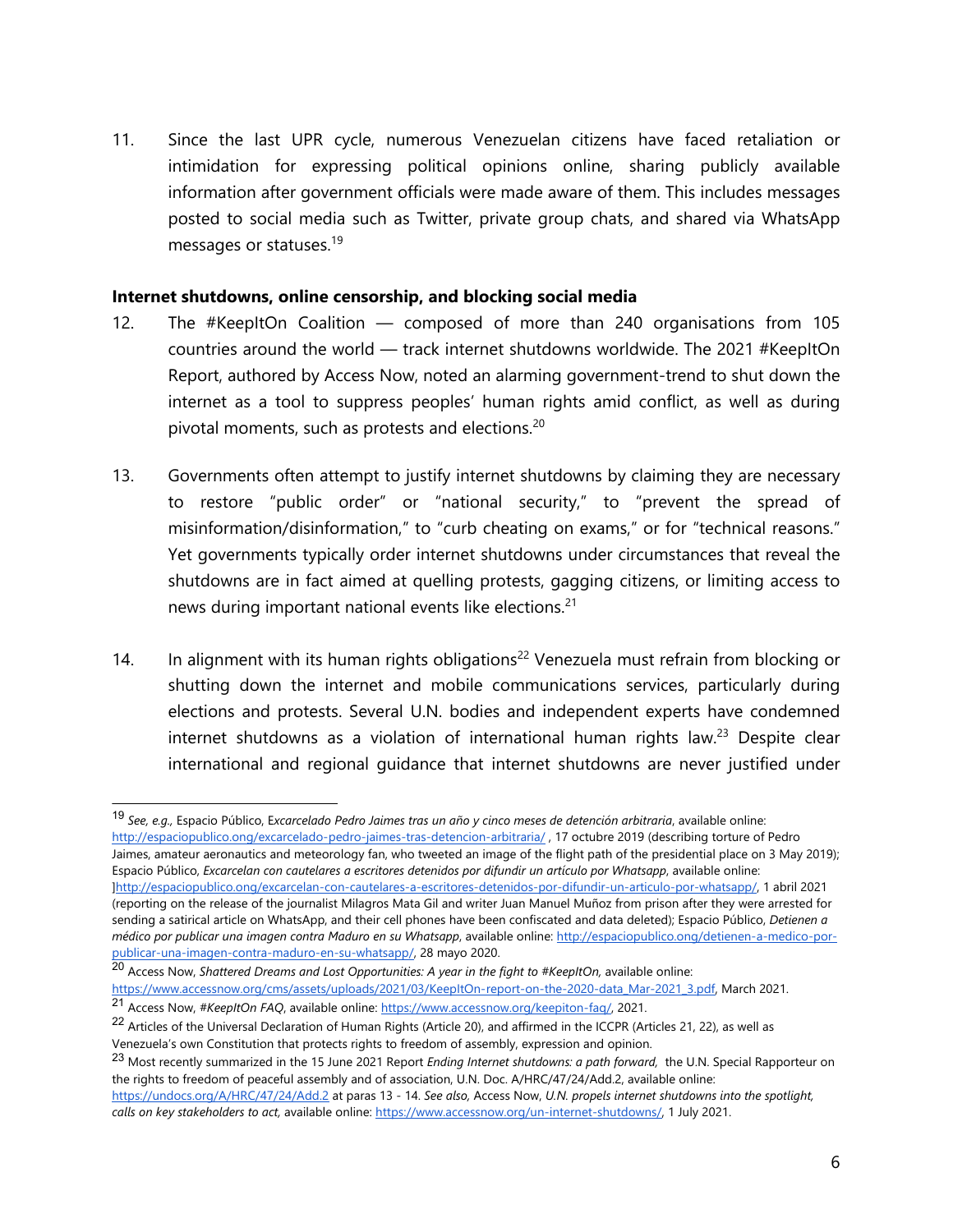11. Since the last UPR cycle, numerous Venezuelan citizens have faced retaliation or intimidation for expressing political opinions online, sharing publicly available information after government officials were made aware of them. This includes messages posted to social media such as Twitter, private group chats, and shared via WhatsApp messages or statuses.[19]

**Internet shutdowns, online censorship, and blocking social media**

12. The #KeepItOn Coalition — composed of more than 240 organisations from 105 countries around the world — track internet shutdowns worldwide. The 2021 #KeepItOn Report, authored by Access Now, noted an alarming government-trend to shut down the internet as a tool to suppress peoples' human rights amid conflict, as well as during pivotal moments, such as protests and elections.[20]

13. Governments often attempt to justify internet shutdowns by claiming they are necessary to restore "public order" or "national security," to "prevent the spread of misinformation/disinformation," to "curb cheating on exams," or for "technical reasons." Yet governments typically order internet shutdowns under circumstances that reveal the shutdowns are in fact aimed at quelling protests, gagging citizens, or limiting access to news during important national events like elections.[21]

14. In alignment with its human rights obligations[22] Venezuela must refrain from blocking or shutting down the internet and mobile communications services, particularly during elections and protests. Several U.N. bodies and independent experts have condemned internet shutdowns as a violation of international human rights law.[23] Despite clear international and regional guidance that internet shutdowns are never justified under

---

[19] *See, e.g.,* Espacio Público, *Excarcelado Pedro Jaimes tras un año y cinco meses de detención arbitraria*, available online: http://espaciopublico.ong/excarcelado-pedro-jaimes-tras-detencion-arbitraria/ , 17 octubre 2019 (describing torture of Pedro Jaimes, amateur aeronautics and meteorology fan, who tweeted an image of the flight path of the presidential place on 3 May 2019); Espacio Público, *Excarcelan con cautelares a escritores detenidos por difundir un artículo por Whatsapp*, available online: ]http://espaciopublico.ong/excarcelan-con-cautelares-a-escritores-detenidos-por-difundir-un-articulo-por-whatsapp/, 1 abril 2021 (reporting on the release of the journalist Milagros Mata Gil and writer Juan Manuel Muñoz from prison after they were arrested for sending a satirical article on WhatsApp, and their cell phones have been confiscated and data deleted); Espacio Público, *Detienen a médico por publicar una imagen contra Maduro en su Whatsapp*, available online: http://espaciopublico.ong/detienen-a-medico-por-publicar-una-imagen-contra-maduro-en-su-whatsapp/, 28 mayo 2020.

[20] Access Now, *Shattered Dreams and Lost Opportunities: A year in the fight to #KeepItOn,* available online: https://www.accessnow.org/cms/assets/uploads/2021/03/KeepItOn-report-on-the-2020-data_Mar-2021_3.pdf, March 2021.

[21] Access Now, *#KeepItOn FAQ*, available online: https://www.accessnow.org/keepiton-faq/, 2021.

[22] Articles of the Universal Declaration of Human Rights (Article 20), and affirmed in the ICCPR (Articles 21, 22), as well as Venezuela's own Constitution that protects rights to freedom of assembly, expression and opinion.

[23] Most recently summarized in the 15 June 2021 Report *Ending Internet shutdowns: a path forward,* the U.N. Special Rapporteur on the rights to freedom of peaceful assembly and of association, U.N. Doc. A/HRC/47/24/Add.2, available online: https://undocs.org/A/HRC/47/24/Add.2 at paras 13 - 14. *See also,* Access Now, *U.N. propels internet shutdowns into the spotlight, calls on key stakeholders to act,* available online: https://www.accessnow.org/un-internet-shutdowns/, 1 July 2021.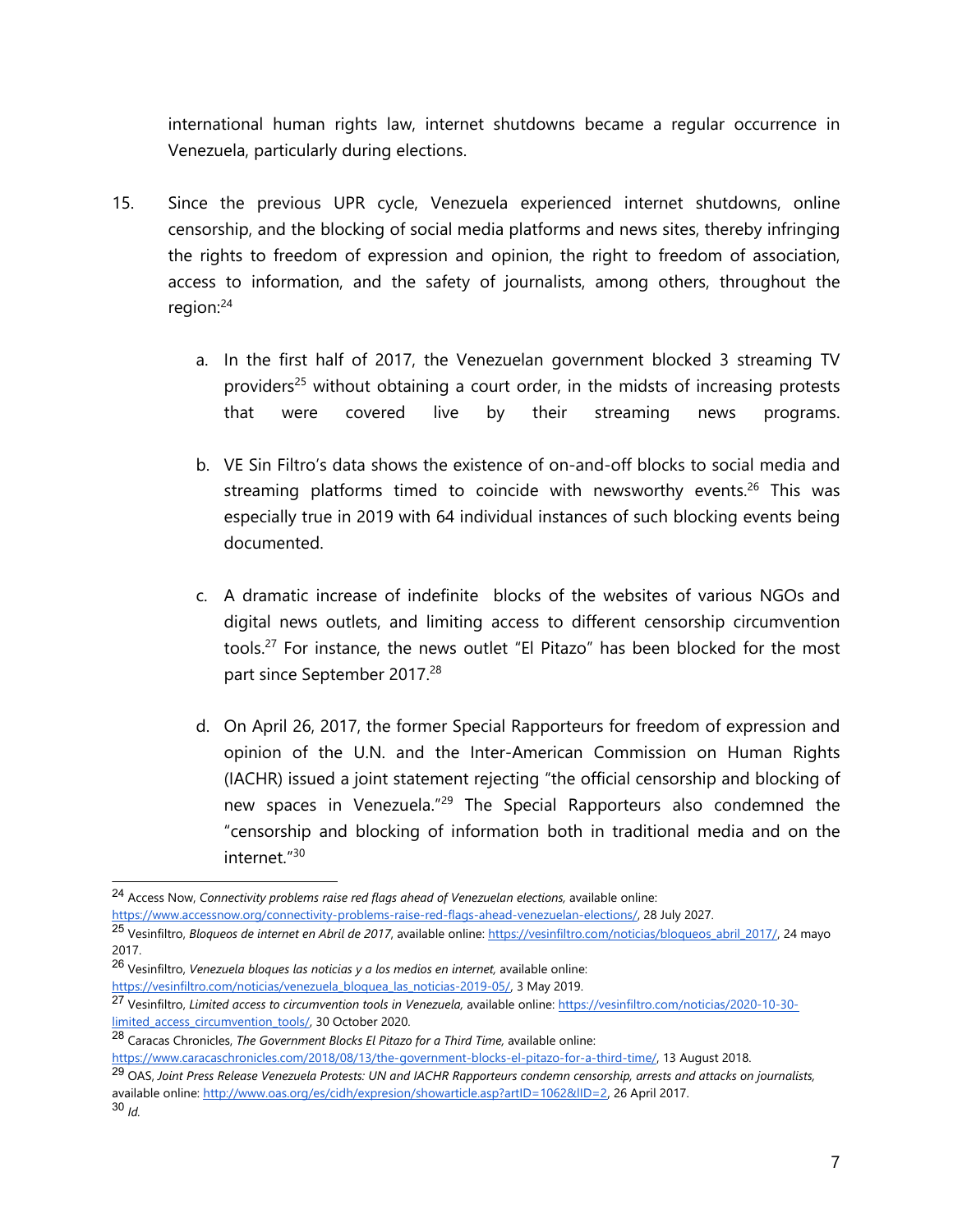international human rights law, internet shutdowns became a regular occurrence in Venezuela, particularly during elections.

15. Since the previous UPR cycle, Venezuela experienced internet shutdowns, online censorship, and the blocking of social media platforms and news sites, thereby infringing the rights to freedom of expression and opinion, the right to freedom of association, access to information, and the safety of journalists, among others, throughout the region:[24]

    a. In the first half of 2017, the Venezuelan government blocked 3 streaming TV providers[25] without obtaining a court order, in the midsts of increasing protests that were covered live by their streaming news programs.

    b. VE Sin Filtro's data shows the existence of on-and-off blocks to social media and streaming platforms timed to coincide with newsworthy events.[26] This was especially true in 2019 with 64 individual instances of such blocking events being documented.

    c. A dramatic increase of indefinite blocks of the websites of various NGOs and digital news outlets, and limiting access to different censorship circumvention tools.[27] For instance, the news outlet "El Pitazo" has been blocked for the most part since September 2017.[28]

    d. On April 26, 2017, the former Special Rapporteurs for freedom of expression and opinion of the U.N. and the Inter-American Commission on Human Rights (IACHR) issued a joint statement rejecting "the official censorship and blocking of new spaces in Venezuela."[29] The Special Rapporteurs also condemned the "censorship and blocking of information both in traditional media and on the internet."[30]

---

[24] Access Now, *Connectivity problems raise red flags ahead of Venezuelan elections,* available online: https://www.accessnow.org/connectivity-problems-raise-red-flags-ahead-venezuelan-elections/, 28 July 2027.

[25] Vesinfiltro, *Bloqueos de internet en Abril de 2017*, available online: https://vesinfiltro.com/noticias/bloqueos_abril_2017/, 24 mayo 2017.

[26] Vesinfiltro, *Venezuela bloques las noticias y a los medios en internet,* available online: https://vesinfiltro.com/noticias/venezuela_bloquea_las_noticias-2019-05/, 3 May 2019.

[27] Vesinfiltro, *Limited access to circumvention tools in Venezuela,* available online: https://vesinfiltro.com/noticias/2020-10-30-limited_access_circumvention_tools/, 30 October 2020.

[28] Caracas Chronicles, *The Government Blocks El Pitazo for a Third Time,* available online: https://www.caracaschronicles.com/2018/08/13/the-government-blocks-el-pitazo-for-a-third-time/, 13 August 2018.

[29] OAS, *Joint Press Release Venezuela Protests: UN and IACHR Rapporteurs condemn censorship, arrests and attacks on journalists,* available online: http://www.oas.org/es/cidh/expresion/showarticle.asp?artID=1062&lID=2, 26 April 2017.

[30] *Id.*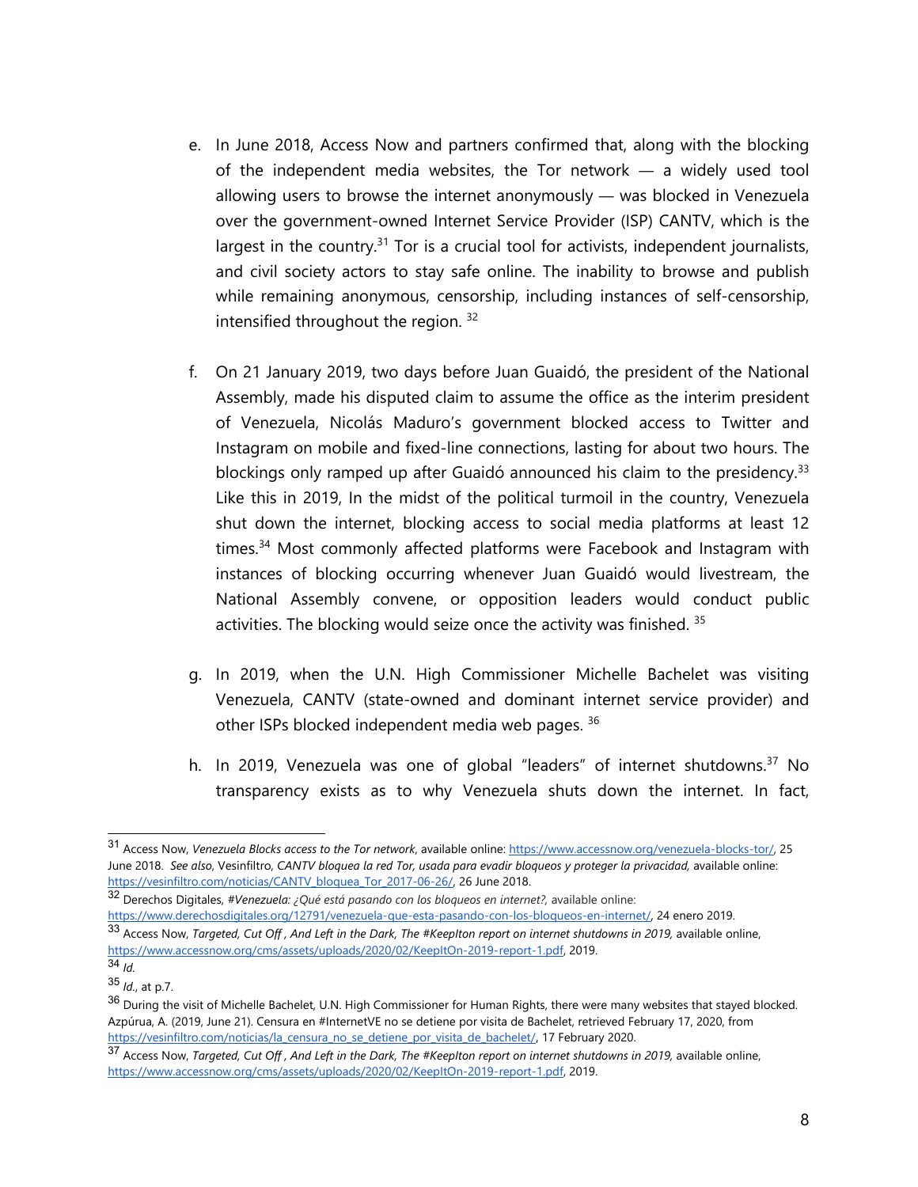e. In June 2018, Access Now and partners confirmed that, along with the blocking of the independent media websites, the Tor network — a widely used tool allowing users to browse the internet anonymously — was blocked in Venezuela over the government-owned Internet Service Provider (ISP) CANTV, which is the largest in the country.[31] Tor is a crucial tool for activists, independent journalists, and civil society actors to stay safe online. The inability to browse and publish while remaining anonymous, censorship, including instances of self-censorship, intensified throughout the region. [32]

f. On 21 January 2019, two days before Juan Guaidó, the president of the National Assembly, made his disputed claim to assume the office as the interim president of Venezuela, Nicolás Maduro's government blocked access to Twitter and Instagram on mobile and fixed-line connections, lasting for about two hours. The blockings only ramped up after Guaidó announced his claim to the presidency.[33] Like this in 2019, In the midst of the political turmoil in the country, Venezuela shut down the internet, blocking access to social media platforms at least 12 times.[34] Most commonly affected platforms were Facebook and Instagram with instances of blocking occurring whenever Juan Guaidó would livestream, the National Assembly convene, or opposition leaders would conduct public activities. The blocking would seize once the activity was finished. [35]

g. In 2019, when the U.N. High Commissioner Michelle Bachelet was visiting Venezuela, CANTV (state-owned and dominant internet service provider) and other ISPs blocked independent media web pages. [36]

h. In 2019, Venezuela was one of global "leaders" of internet shutdowns.[37] No transparency exists as to why Venezuela shuts down the internet. In fact,

---

[31] Access Now, *Venezuela Blocks access to the Tor network*, available online: https://www.accessnow.org/venezuela-blocks-tor/, 25 June 2018. *See also*, Vesinfiltro, *CANTV bloquea la red Tor, usada para evadir bloqueos y proteger la privacidad,* available online: https://vesinfiltro.com/noticias/CANTV_bloquea_Tor_2017-06-26/, 26 June 2018.

[32] Derechos Digitales, *#Venezuela: ¿Qué está pasando con los bloqueos en internet?,* available online: https://www.derechosdigitales.org/12791/venezuela-que-esta-pasando-con-los-bloqueos-en-internet/, 24 enero 2019.

[33] Access Now, *Targeted, Cut Off , And Left in the Dark, The #KeepIton report on internet shutdowns in 2019,* available online, https://www.accessnow.org/cms/assets/uploads/2020/02/KeepItOn-2019-report-1.pdf, 2019.

[34] *Id.*

[35] *Id.*, at p.7.

[36] During the visit of Michelle Bachelet, U.N. High Commissioner for Human Rights, there were many websites that stayed blocked. Azpúrua, A. (2019, June 21). Censura en #InternetVE no se detiene por visita de Bachelet, retrieved February 17, 2020, from https://vesinfiltro.com/noticias/la_censura_no_se_detiene_por_visita_de_bachelet/, 17 February 2020.

[37] Access Now, *Targeted, Cut Off , And Left in the Dark, The #KeepIton report on internet shutdowns in 2019,* available online, https://www.accessnow.org/cms/assets/uploads/2020/02/KeepItOn-2019-report-1.pdf, 2019.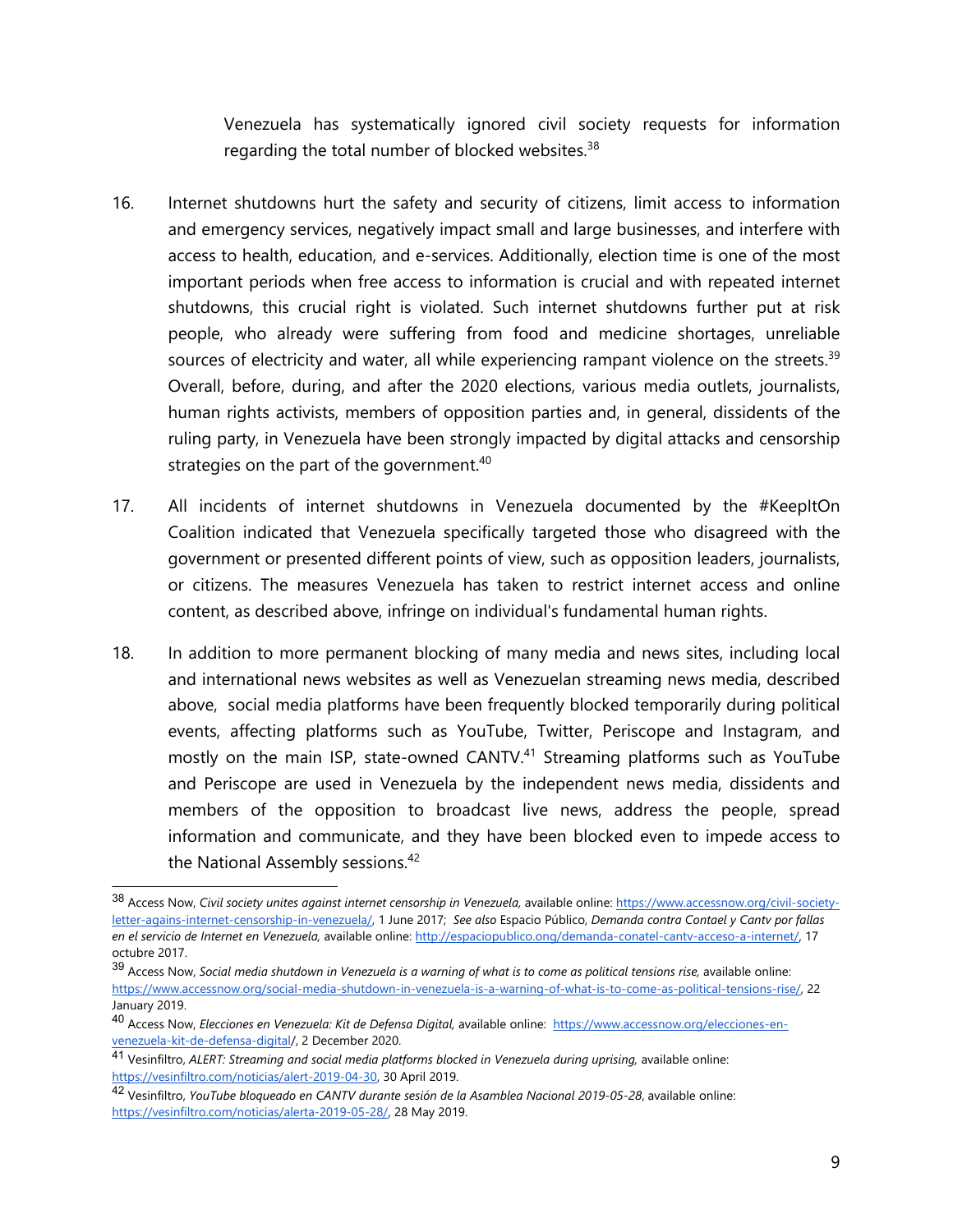Venezuela has systematically ignored civil society requests for information regarding the total number of blocked websites.[38]

16. Internet shutdowns hurt the safety and security of citizens, limit access to information and emergency services, negatively impact small and large businesses, and interfere with access to health, education, and e-services. Additionally, election time is one of the most important periods when free access to information is crucial and with repeated internet shutdowns, this crucial right is violated. Such internet shutdowns further put at risk people, who already were suffering from food and medicine shortages, unreliable sources of electricity and water, all while experiencing rampant violence on the streets.[39] Overall, before, during, and after the 2020 elections, various media outlets, journalists, human rights activists, members of opposition parties and, in general, dissidents of the ruling party, in Venezuela have been strongly impacted by digital attacks and censorship strategies on the part of the government.[40]

17. All incidents of internet shutdowns in Venezuela documented by the #KeepItOn Coalition indicated that Venezuela specifically targeted those who disagreed with the government or presented different points of view, such as opposition leaders, journalists, or citizens. The measures Venezuela has taken to restrict internet access and online content, as described above, infringe on individual's fundamental human rights.

18. In addition to more permanent blocking of many media and news sites, including local and international news websites as well as Venezuelan streaming news media, described above, social media platforms have been frequently blocked temporarily during political events, affecting platforms such as YouTube, Twitter, Periscope and Instagram, and mostly on the main ISP, state-owned CANTV.[41] Streaming platforms such as YouTube and Periscope are used in Venezuela by the independent news media, dissidents and members of the opposition to broadcast live news, address the people, spread information and communicate, and they have been blocked even to impede access to the National Assembly sessions.[42]

---

[38] Access Now, *Civil society unites against internet censorship in Venezuela,* available online: https://www.accessnow.org/civil-society-letter-agains-internet-censorship-in-venezuela/, 1 June 2017; *See also* Espacio Público, *Demanda contra Contael y Cantv por fallas en el servicio de Internet en Venezuela,* available online: http://espaciopublico.ong/demanda-conatel-cantv-acceso-a-internet/, 17 octubre 2017.

[39] Access Now, *Social media shutdown in Venezuela is a warning of what is to come as political tensions rise,* available online: https://www.accessnow.org/social-media-shutdown-in-venezuela-is-a-warning-of-what-is-to-come-as-political-tensions-rise/, 22 January 2019.

[40] Access Now, *Elecciones en Venezuela: Kit de Defensa Digital,* available online: https://www.accessnow.org/elecciones-en-venezuela-kit-de-defensa-digital/, 2 December 2020.

[41] Vesinfiltro, *ALERT: Streaming and social media platforms blocked in Venezuela during uprising,* available online: https://vesinfiltro.com/noticias/alert-2019-04-30, 30 April 2019.

[42] Vesinfiltro, *YouTube bloqueado en CANTV durante sesión de la Asamblea Nacional 2019-05-28*, available online: https://vesinfiltro.com/noticias/alerta-2019-05-28/, 28 May 2019.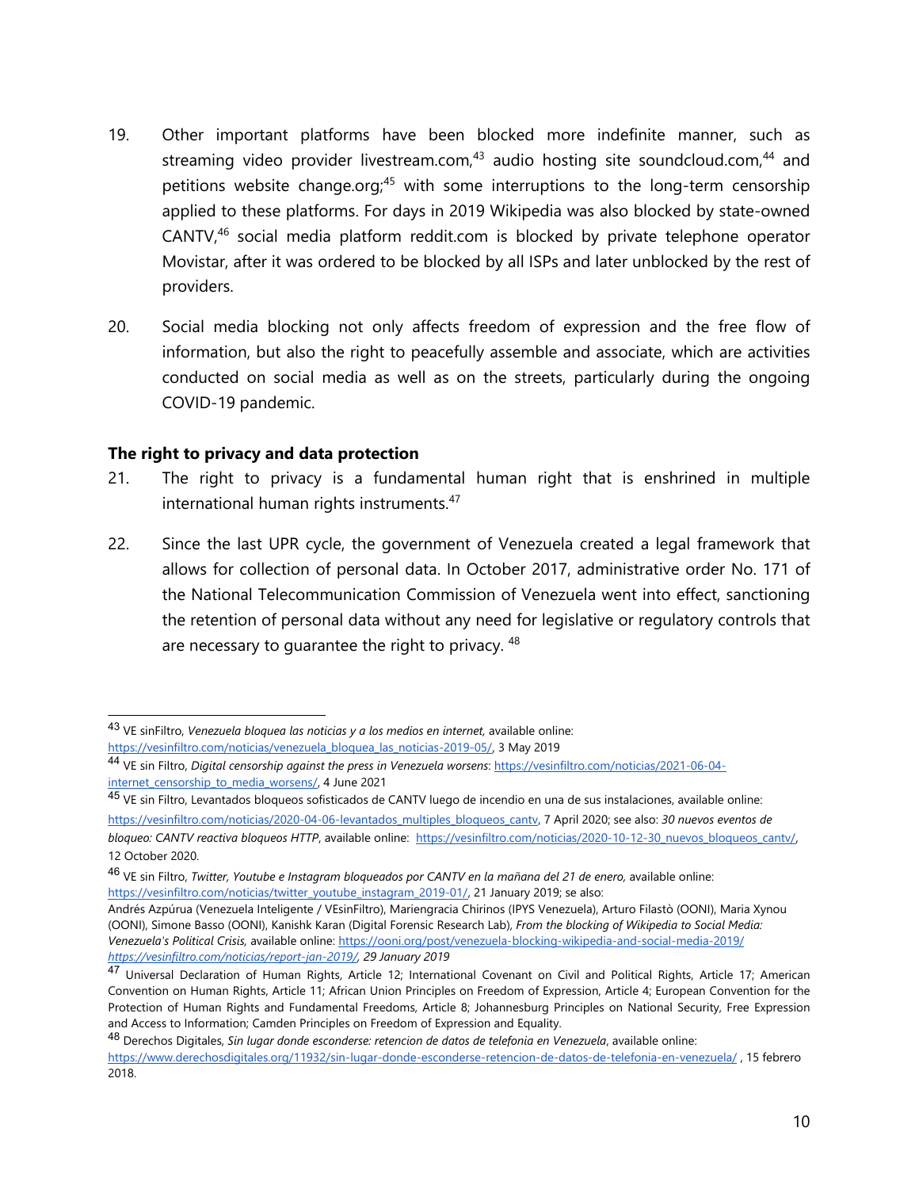19. Other important platforms have been blocked more indefinite manner, such as streaming video provider livestream.com,[43] audio hosting site soundcloud.com,[44] and petitions website change.org;[45] with some interruptions to the long-term censorship applied to these platforms. For days in 2019 Wikipedia was also blocked by state-owned CANTV,[46] social media platform reddit.com is blocked by private telephone operator Movistar, after it was ordered to be blocked by all ISPs and later unblocked by the rest of providers.

20. Social media blocking not only affects freedom of expression and the free flow of information, but also the right to peacefully assemble and associate, which are activities conducted on social media as well as on the streets, particularly during the ongoing COVID-19 pandemic.

### The right to privacy and data protection

21. The right to privacy is a fundamental human right that is enshrined in multiple international human rights instruments.[47]

22. Since the last UPR cycle, the government of Venezuela created a legal framework that allows for collection of personal data. In October 2017, administrative order No. 171 of the National Telecommunication Commission of Venezuela went into effect, sanctioning the retention of personal data without any need for legislative or regulatory controls that are necessary to guarantee the right to privacy. [48]

---

[43] VE sinFiltro, *Venezuela bloquea las noticias y a los medios en internet,* available online: https://vesinfiltro.com/noticias/venezuela_bloquea_las_noticias-2019-05/, 3 May 2019

[44] VE sin Filtro, *Digital censorship against the press in Venezuela worsens*: https://vesinfiltro.com/noticias/2021-06-04-internet_censorship_to_media_worsens/, 4 June 2021

[45] VE sin Filtro, Levantados bloqueos sofisticados de CANTV luego de incendio en una de sus instalaciones, available online: https://vesinfiltro.com/noticias/2020-04-06-levantados_multiples_bloqueos_cantv, 7 April 2020; see also: *30 nuevos eventos de bloqueo: CANTV reactiva bloqueos HTTP*, available online: https://vesinfiltro.com/noticias/2020-10-12-30_nuevos_bloqueos_cantv/, 12 October 2020.

[46] VE sin Filtro, *Twitter, Youtube e Instagram bloqueados por CANTV en la mañana del 21 de enero,* available online: https://vesinfiltro.com/noticias/twitter_youtube_instagram_2019-01/, 21 January 2019; se also:
Andrés Azpúrua (Venezuela Inteligente / VEsinFiltro), Mariengracia Chirinos (IPYS Venezuela), Arturo Filastò (OONI), Maria Xynou (OONI), Simone Basso (OONI), Kanishk Karan (Digital Forensic Research Lab), *From the blocking of Wikipedia to Social Media: Venezuela's Political Crisis,* available online: https://ooni.org/post/venezuela-blocking-wikipedia-and-social-media-2019/ *https://vesinfiltro.com/noticias/report-jan-2019/, 29 January 2019*

[47] Universal Declaration of Human Rights, Article 12; International Covenant on Civil and Political Rights, Article 17; American Convention on Human Rights, Article 11; African Union Principles on Freedom of Expression, Article 4; European Convention for the Protection of Human Rights and Fundamental Freedoms, Article 8; Johannesburg Principles on National Security, Free Expression and Access to Information; Camden Principles on Freedom of Expression and Equality.

[48] Derechos Digitales, *Sin lugar donde esconderse: retencion de datos de telefonia en Venezuela*, available online: https://www.derechosdigitales.org/11932/sin-lugar-donde-esconderse-retencion-de-datos-de-telefonia-en-venezuela/ , 15 febrero 2018.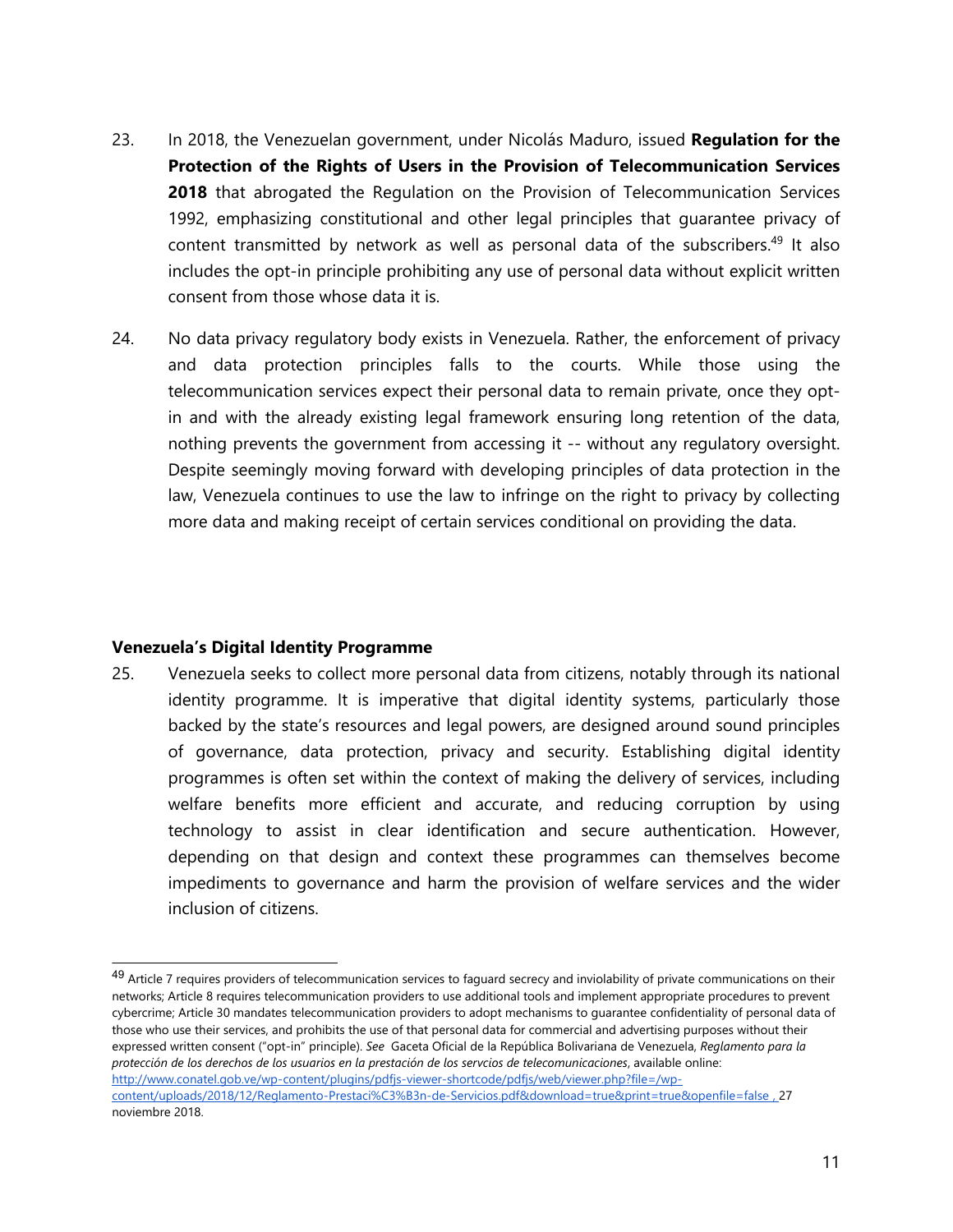23. In 2018, the Venezuelan government, under Nicolás Maduro, issued **Regulation for the Protection of the Rights of Users in the Provision of Telecommunication Services 2018** that abrogated the Regulation on the Provision of Telecommunication Services 1992, emphasizing constitutional and other legal principles that guarantee privacy of content transmitted by network as well as personal data of the subscribers.[49] It also includes the opt-in principle prohibiting any use of personal data without explicit written consent from those whose data it is.

24. No data privacy regulatory body exists in Venezuela. Rather, the enforcement of privacy and data protection principles falls to the courts. While those using the telecommunication services expect their personal data to remain private, once they opt-in and with the already existing legal framework ensuring long retention of the data, nothing prevents the government from accessing it -- without any regulatory oversight. Despite seemingly moving forward with developing principles of data protection in the law, Venezuela continues to use the law to infringe on the right to privacy by collecting more data and making receipt of certain services conditional on providing the data.

### Venezuela's Digital Identity Programme

25. Venezuela seeks to collect more personal data from citizens, notably through its national identity programme. It is imperative that digital identity systems, particularly those backed by the state's resources and legal powers, are designed around sound principles of governance, data protection, privacy and security. Establishing digital identity programmes is often set within the context of making the delivery of services, including welfare benefits more efficient and accurate, and reducing corruption by using technology to assist in clear identification and secure authentication. However, depending on that design and context these programmes can themselves become impediments to governance and harm the provision of welfare services and the wider inclusion of citizens.

---

[49] Article 7 requires providers of telecommunication services to faguard secrecy and inviolability of private communications on their networks; Article 8 requires telecommunication providers to use additional tools and implement appropriate procedures to prevent cybercrime; Article 30 mandates telecommunication providers to adopt mechanisms to guarantee confidentiality of personal data of those who use their services, and prohibits the use of that personal data for commercial and advertising purposes without their expressed written consent ("opt-in" principle). *See* Gaceta Oficial de la República Bolivariana de Venezuela, *Reglamento para la protección de los derechos de los usuarios en la prestación de los servcios de telecomunicaciones*, available online: http://www.conatel.gob.ve/wp-content/plugins/pdfjs-viewer-shortcode/pdfjs/web/viewer.php?file=/wp-content/uploads/2018/12/Reglamento-Prestaci%C3%B3n-de-Servicios.pdf&download=true&print=true&openfile=false , 27 noviembre 2018.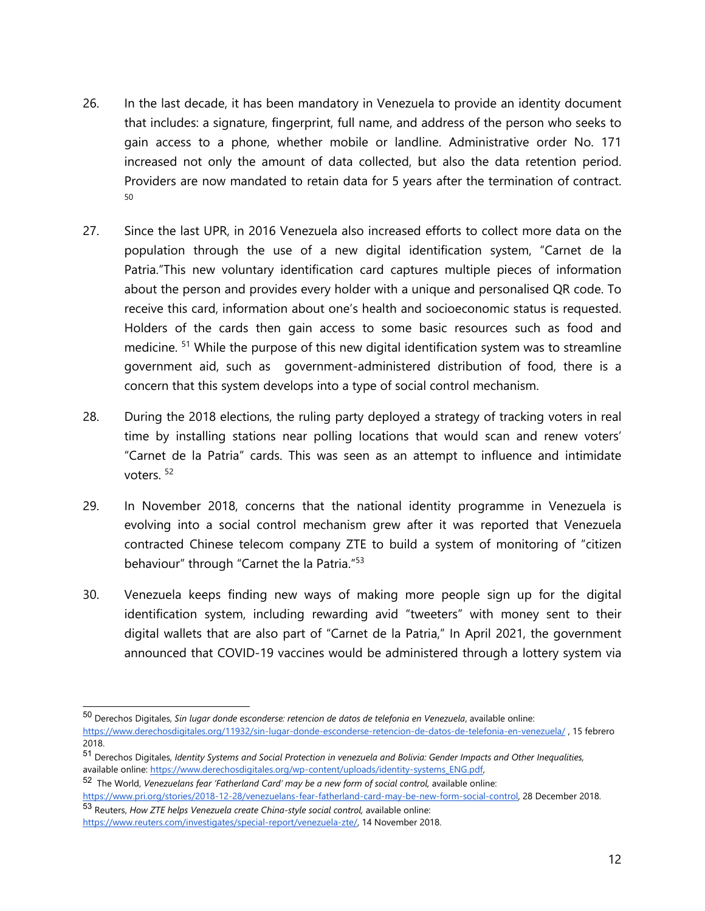26. In the last decade, it has been mandatory in Venezuela to provide an identity document that includes: a signature, fingerprint, full name, and address of the person who seeks to gain access to a phone, whether mobile or landline. Administrative order No. 171 increased not only the amount of data collected, but also the data retention period. Providers are now mandated to retain data for 5 years after the termination of contract. [50]

27. Since the last UPR, in 2016 Venezuela also increased efforts to collect more data on the population through the use of a new digital identification system, "Carnet de la Patria."This new voluntary identification card captures multiple pieces of information about the person and provides every holder with a unique and personalised QR code. To receive this card, information about one's health and socioeconomic status is requested. Holders of the cards then gain access to some basic resources such as food and medicine. [51] While the purpose of this new digital identification system was to streamline government aid, such as government-administered distribution of food, there is a concern that this system develops into a type of social control mechanism.

28. During the 2018 elections, the ruling party deployed a strategy of tracking voters in real time by installing stations near polling locations that would scan and renew voters' "Carnet de la Patria" cards. This was seen as an attempt to influence and intimidate voters. [52]

29. In November 2018, concerns that the national identity programme in Venezuela is evolving into a social control mechanism grew after it was reported that Venezuela contracted Chinese telecom company ZTE to build a system of monitoring of "citizen behaviour" through "Carnet the la Patria."[53]

30. Venezuela keeps finding new ways of making more people sign up for the digital identification system, including rewarding avid "tweeters" with money sent to their digital wallets that are also part of "Carnet de la Patria," In April 2021, the government announced that COVID-19 vaccines would be administered through a lottery system via

---

[50] Derechos Digitales, *Sin lugar donde esconderse: retencion de datos de telefonia en Venezuela*, available online: https://www.derechosdigitales.org/11932/sin-lugar-donde-esconderse-retencion-de-datos-de-telefonia-en-venezuela/ , 15 febrero 2018.

[51] Derechos Digitales, *Identity Systems and Social Protection in venezuela and Bolivia: Gender Impacts and Other Inequalities,* available online: https://www.derechosdigitales.org/wp-content/uploads/identity-systems_ENG.pdf,

[52] The World, *Venezuelans fear 'Fatherland Card' may be a new form of social control,* available online: https://www.pri.org/stories/2018-12-28/venezuelans-fear-fatherland-card-may-be-new-form-social-control, 28 December 2018.

[53] Reuters, *How ZTE helps Venezuela create China-style social control,* available online: https://www.reuters.com/investigates/special-report/venezuela-zte/, 14 November 2018.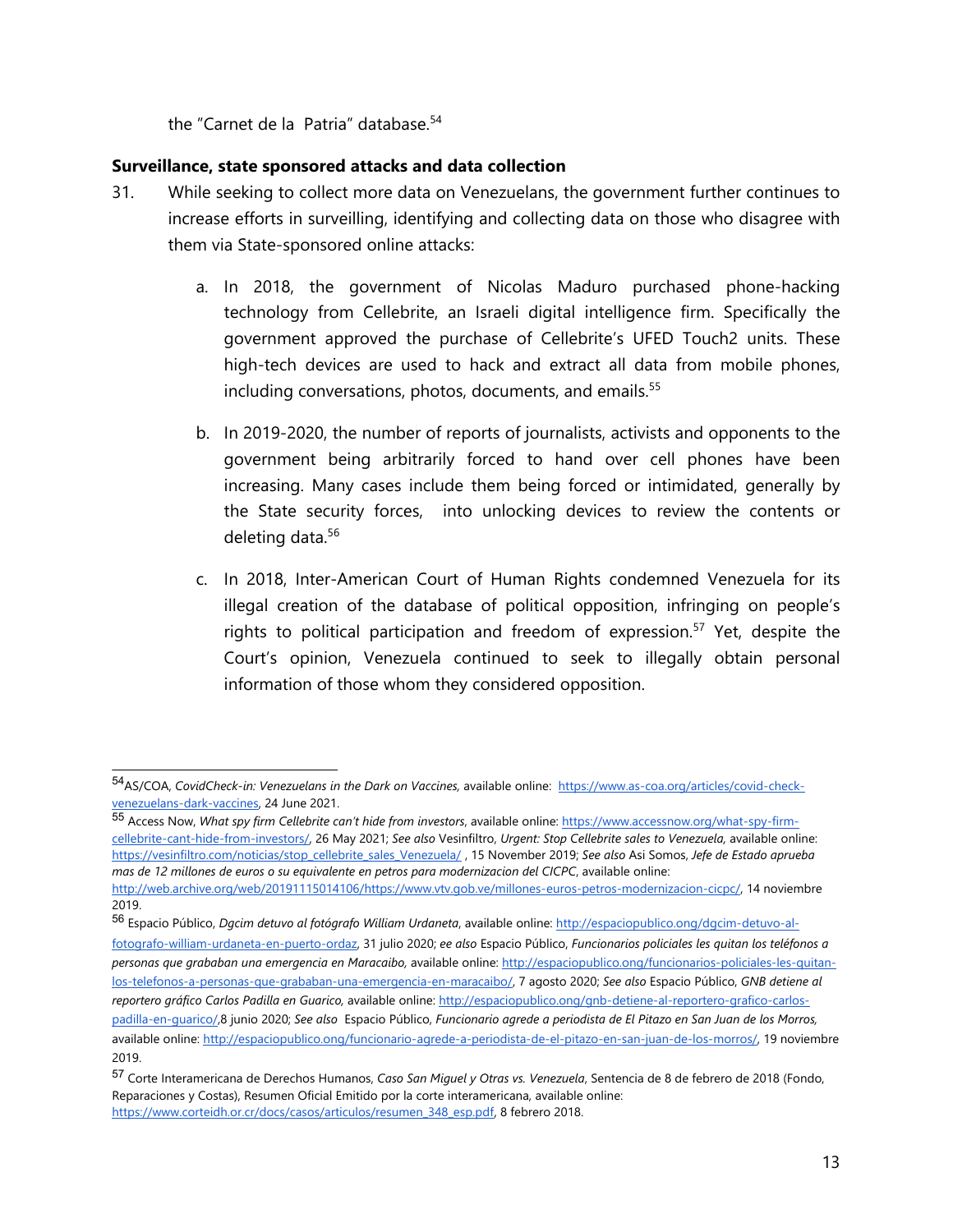the "Carnet de la Patria" database.[54]

**Surveillance, state sponsored attacks and data collection**

31. While seeking to collect more data on Venezuelans, the government further continues to increase efforts in surveilling, identifying and collecting data on those who disagree with them via State-sponsored online attacks:

    a. In 2018, the government of Nicolas Maduro purchased phone-hacking technology from Cellebrite, an Israeli digital intelligence firm. Specifically the government approved the purchase of Cellebrite's UFED Touch2 units. These high-tech devices are used to hack and extract all data from mobile phones, including conversations, photos, documents, and emails.[55]

    b. In 2019-2020, the number of reports of journalists, activists and opponents to the government being arbitrarily forced to hand over cell phones have been increasing. Many cases include them being forced or intimidated, generally by the State security forces, into unlocking devices to review the contents or deleting data.[56]

    c. In 2018, Inter-American Court of Human Rights condemned Venezuela for its illegal creation of the database of political opposition, infringing on people's rights to political participation and freedom of expression.[57] Yet, despite the Court's opinion, Venezuela continued to seek to illegally obtain personal information of those whom they considered opposition.

---

[54] AS/COA, *CovidCheck-in: Venezuelans in the Dark on Vaccines,* available online: https://www.as-coa.org/articles/covid-check-venezuelans-dark-vaccines, 24 June 2021.

[55] Access Now, *What spy firm Cellebrite can't hide from investors*, available online: https://www.accessnow.org/what-spy-firm-cellebrite-cant-hide-from-investors/, 26 May 2021; *See also* Vesinfiltro, *Urgent: Stop Cellebrite sales to Venezuela,* available online: https://vesinfiltro.com/noticias/stop_cellebrite_sales_Venezuela/ , 15 November 2019; *See also* Asi Somos, *Jefe de Estado aprueba mas de 12 millones de euros o su equivalente en petros para modernizacion del CICPC*, available online: http://web.archive.org/web/20191115014106/https://www.vtv.gob.ve/millones-euros-petros-modernizacion-cicpc/, 14 noviembre 2019.

[56] Espacio Público, *Dgcim detuvo al fotógrafo William Urdaneta*, available online: http://espaciopublico.ong/dgcim-detuvo-al-fotografo-william-urdaneta-en-puerto-ordaz, 31 julio 2020; *ee also* Espacio Público, *Funcionarios policiales les quitan los teléfonos a personas que grababan una emergencia en Maracaibo,* available online: http://espaciopublico.ong/funcionarios-policiales-les-quitan-los-telefonos-a-personas-que-grababan-una-emergencia-en-maracaibo/, 7 agosto 2020; *See also* Espacio Público, *GNB detiene al reportero gráfico Carlos Padilla en Guarico,* available online: http://espaciopublico.ong/gnb-detiene-al-reportero-grafico-carlos-padilla-en-guarico/,8 junio 2020; *See also* Espacio Público, *Funcionario agrede a periodista de El Pitazo en San Juan de los Morros,* available online: http://espaciopublico.ong/funcionario-agrede-a-periodista-de-el-pitazo-en-san-juan-de-los-morros/, 19 noviembre 2019.

[57] Corte Interamericana de Derechos Humanos, *Caso San Miguel y Otras vs. Venezuela*, Sentencia de 8 de febrero de 2018 (Fondo, Reparaciones y Costas), Resumen Oficial Emitido por la corte interamericana, available online: https://www.corteidh.or.cr/docs/casos/articulos/resumen_348_esp.pdf, 8 febrero 2018.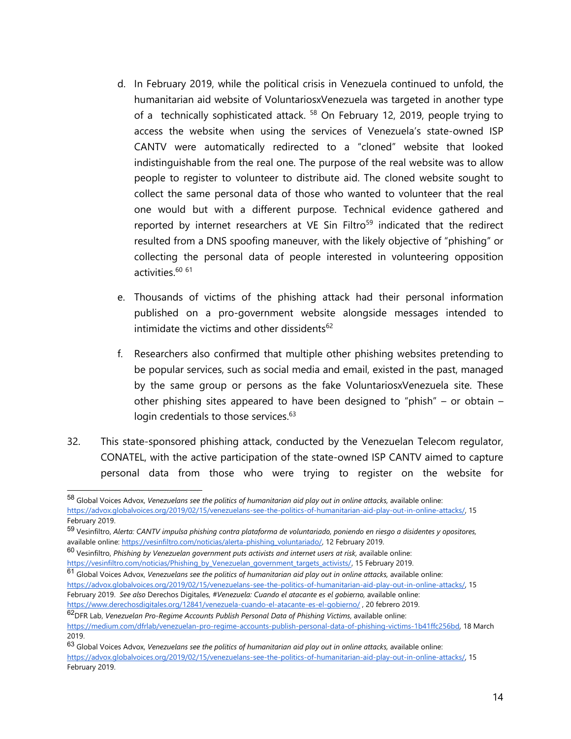d. In February 2019, while the political crisis in Venezuela continued to unfold, the humanitarian aid website of VoluntariosxVenezuela was targeted in another type of a technically sophisticated attack. [58] On February 12, 2019, people trying to access the website when using the services of Venezuela's state-owned ISP CANTV were automatically redirected to a "cloned" website that looked indistinguishable from the real one. The purpose of the real website was to allow people to register to volunteer to distribute aid. The cloned website sought to collect the same personal data of those who wanted to volunteer that the real one would but with a different purpose. Technical evidence gathered and reported by internet researchers at VE Sin Filtro[59] indicated that the redirect resulted from a DNS spoofing maneuver, with the likely objective of "phishing" or collecting the personal data of people interested in volunteering opposition activities.[60] [61]

e. Thousands of victims of the phishing attack had their personal information published on a pro-government website alongside messages intended to intimidate the victims and other dissidents[62]

f. Researchers also confirmed that multiple other phishing websites pretending to be popular services, such as social media and email, existed in the past, managed by the same group or persons as the fake VoluntariosxVenezuela site. These other phishing sites appeared to have been designed to "phish" – or obtain – login credentials to those services.[63]

32. This state-sponsored phishing attack, conducted by the Venezuelan Telecom regulator, CONATEL, with the active participation of the state-owned ISP CANTV aimed to capture personal data from those who were trying to register on the website for

---

[58] Global Voices Advox, *Venezuelans see the politics of humanitarian aid play out in online attacks,* available online: https://advox.globalvoices.org/2019/02/15/venezuelans-see-the-politics-of-humanitarian-aid-play-out-in-online-attacks/, 15 February 2019.

[59] Vesinfiltro, *Alerta: CANTV impulsa phishing contra plataforma de voluntariado, poniendo en riesgo a disidentes y opositores,* available online: https://vesinfiltro.com/noticias/alerta-phishing_voluntariado/, 12 February 2019.

[60] Vesinfiltro, *Phishing by Venezuelan government puts activists and internet users at risk,* available online: https://vesinfiltro.com/noticias/Phishing_by_Venezuelan_government_targets_activists/, 15 February 2019.

[61] Global Voices Advox, *Venezuelans see the politics of humanitarian aid play out in online attacks,* available online: https://advox.globalvoices.org/2019/02/15/venezuelans-see-the-politics-of-humanitarian-aid-play-out-in-online-attacks/, 15 February 2019. *See also* Derechos Digitales, *#Venezuela: Cuando el atacante es el gobierno,* available online: https://www.derechosdigitales.org/12841/venezuela-cuando-el-atacante-es-el-gobierno/ , 20 febrero 2019.

[62] DFR Lab, *Venezuelan Pro-Regime Accounts Publish Personal Data of Phishing Victims*, available online: https://medium.com/dfrlab/venezuelan-pro-regime-accounts-publish-personal-data-of-phishing-victims-1b41ffc256bd, 18 March 2019.

[63] Global Voices Advox, *Venezuelans see the politics of humanitarian aid play out in online attacks,* available online: https://advox.globalvoices.org/2019/02/15/venezuelans-see-the-politics-of-humanitarian-aid-play-out-in-online-attacks/, 15 February 2019.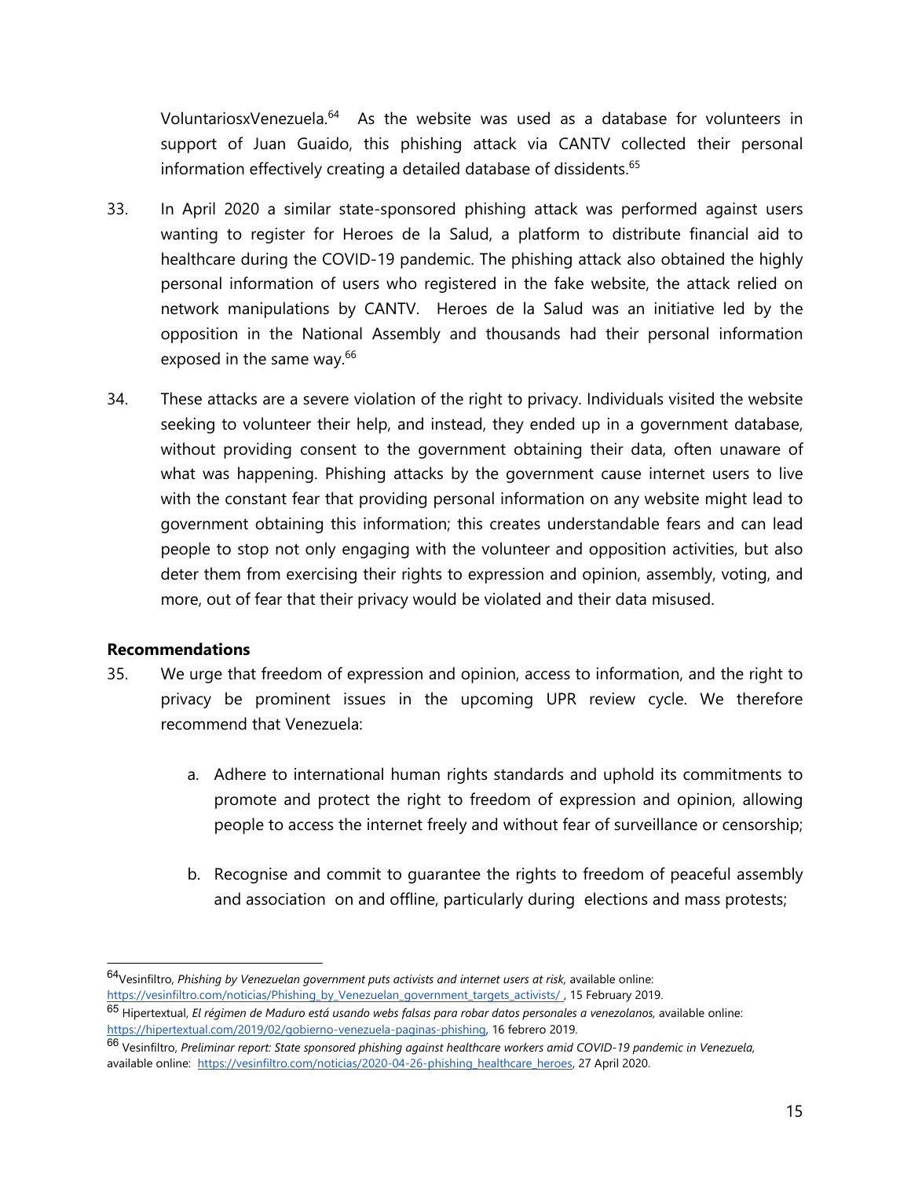VoluntariosxVenezuela.[64] As the website was used as a database for volunteers in support of Juan Guaido, this phishing attack via CANTV collected their personal information effectively creating a detailed database of dissidents.[65]

33. In April 2020 a similar state-sponsored phishing attack was performed against users wanting to register for Heroes de la Salud, a platform to distribute financial aid to healthcare during the COVID-19 pandemic. The phishing attack also obtained the highly personal information of users who registered in the fake website, the attack relied on network manipulations by CANTV. Heroes de la Salud was an initiative led by the opposition in the National Assembly and thousands had their personal information exposed in the same way.[66]

34. These attacks are a severe violation of the right to privacy. Individuals visited the website seeking to volunteer their help, and instead, they ended up in a government database, without providing consent to the government obtaining their data, often unaware of what was happening. Phishing attacks by the government cause internet users to live with the constant fear that providing personal information on any website might lead to government obtaining this information; this creates understandable fears and can lead people to stop not only engaging with the volunteer and opposition activities, but also deter them from exercising their rights to expression and opinion, assembly, voting, and more, out of fear that their privacy would be violated and their data misused.

**Recommendations**

35. We urge that freedom of expression and opinion, access to information, and the right to privacy be prominent issues in the upcoming UPR review cycle. We therefore recommend that Venezuela:

    a. Adhere to international human rights standards and uphold its commitments to promote and protect the right to freedom of expression and opinion, allowing people to access the internet freely and without fear of surveillance or censorship;

    b. Recognise and commit to guarantee the rights to freedom of peaceful assembly and association on and offline, particularly during elections and mass protests;

---

[64] Vesinfiltro, *Phishing by Venezuelan government puts activists and internet users at risk,* available online: https://vesinfiltro.com/noticias/Phishing_by_Venezuelan_government_targets_activists/ , 15 February 2019.

[65] Hipertextual, *El régimen de Maduro está usando webs falsas para robar datos personales a venezolanos,* available online: https://hipertextual.com/2019/02/gobierno-venezuela-paginas-phishing, 16 febrero 2019.

[66] Vesinfiltro, *Preliminar report: State sponsored phishing against healthcare workers amid COVID-19 pandemic in Venezuela,* available online: https://vesinfiltro.com/noticias/2020-04-26-phishing_healthcare_heroes, 27 April 2020.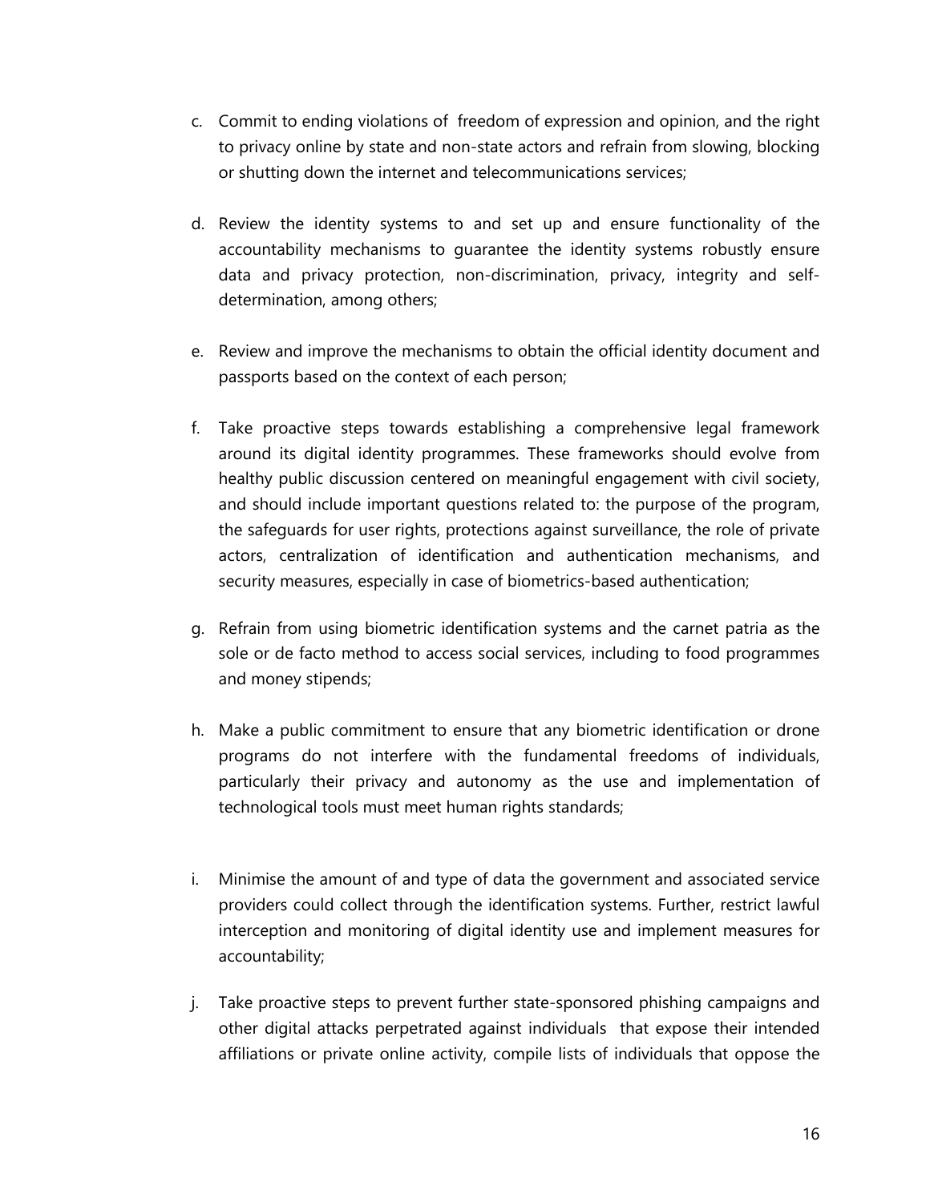c. Commit to ending violations of freedom of expression and opinion, and the right to privacy online by state and non-state actors and refrain from slowing, blocking or shutting down the internet and telecommunications services;

d. Review the identity systems to and set up and ensure functionality of the accountability mechanisms to guarantee the identity systems robustly ensure data and privacy protection, non-discrimination, privacy, integrity and self-determination, among others;

e. Review and improve the mechanisms to obtain the official identity document and passports based on the context of each person;

f. Take proactive steps towards establishing a comprehensive legal framework around its digital identity programmes. These frameworks should evolve from healthy public discussion centered on meaningful engagement with civil society, and should include important questions related to: the purpose of the program, the safeguards for user rights, protections against surveillance, the role of private actors, centralization of identification and authentication mechanisms, and security measures, especially in case of biometrics-based authentication;

g. Refrain from using biometric identification systems and the carnet patria as the sole or de facto method to access social services, including to food programmes and money stipends;

h. Make a public commitment to ensure that any biometric identification or drone programs do not interfere with the fundamental freedoms of individuals, particularly their privacy and autonomy as the use and implementation of technological tools must meet human rights standards;

i. Minimise the amount of and type of data the government and associated service providers could collect through the identification systems. Further, restrict lawful interception and monitoring of digital identity use and implement measures for accountability;

j. Take proactive steps to prevent further state-sponsored phishing campaigns and other digital attacks perpetrated against individuals that expose their intended affiliations or private online activity, compile lists of individuals that oppose the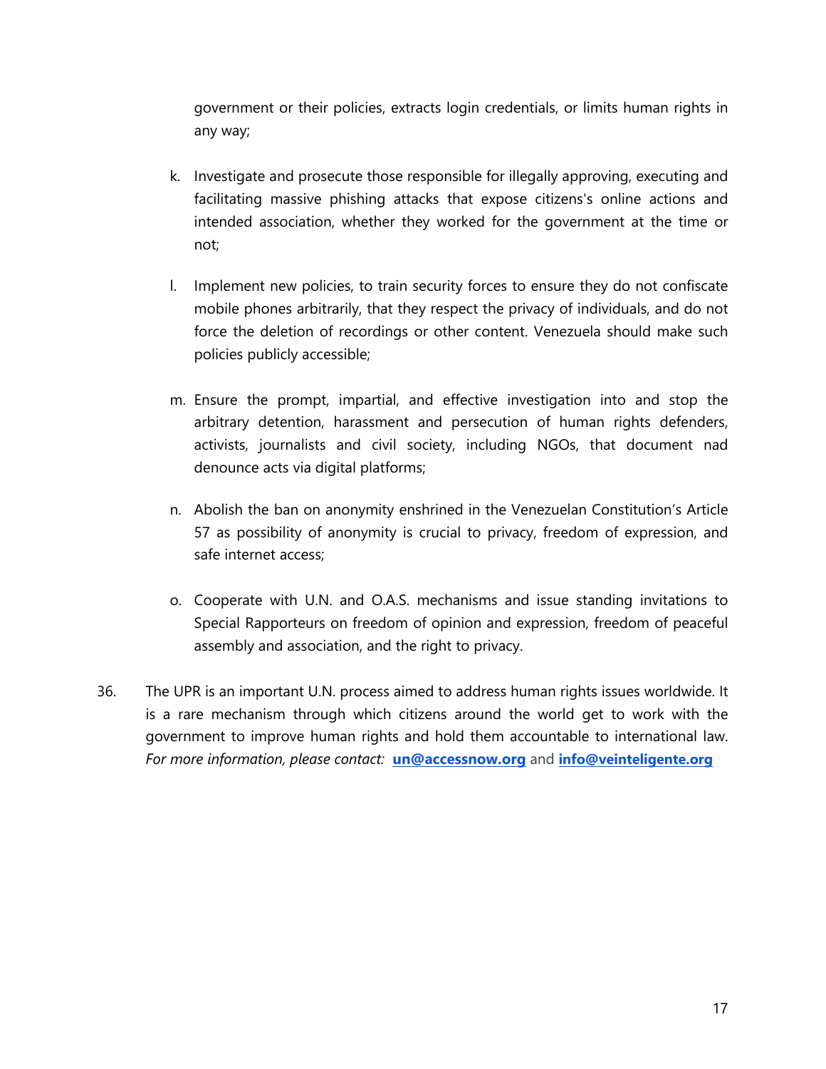government or their policies, extracts login credentials, or limits human rights in any way;

k. Investigate and prosecute those responsible for illegally approving, executing and facilitating massive phishing attacks that expose citizens's online actions and intended association, whether they worked for the government at the time or not;

l. Implement new policies, to train security forces to ensure they do not confiscate mobile phones arbitrarily, that they respect the privacy of individuals, and do not force the deletion of recordings or other content. Venezuela should make such policies publicly accessible;

m. Ensure the prompt, impartial, and effective investigation into and stop the arbitrary detention, harassment and persecution of human rights defenders, activists, journalists and civil society, including NGOs, that document nad denounce acts via digital platforms;

n. Abolish the ban on anonymity enshrined in the Venezuelan Constitution's Article 57 as possibility of anonymity is crucial to privacy, freedom of expression, and safe internet access;

o. Cooperate with U.N. and O.A.S. mechanisms and issue standing invitations to Special Rapporteurs on freedom of opinion and expression, freedom of peaceful assembly and association, and the right to privacy.

36. The UPR is an important U.N. process aimed to address human rights issues worldwide. It is a rare mechanism through which citizens around the world get to work with the government to improve human rights and hold them accountable to international law. *For more information, please contact:* **un@accessnow.org** and **info@veinteligente.org**